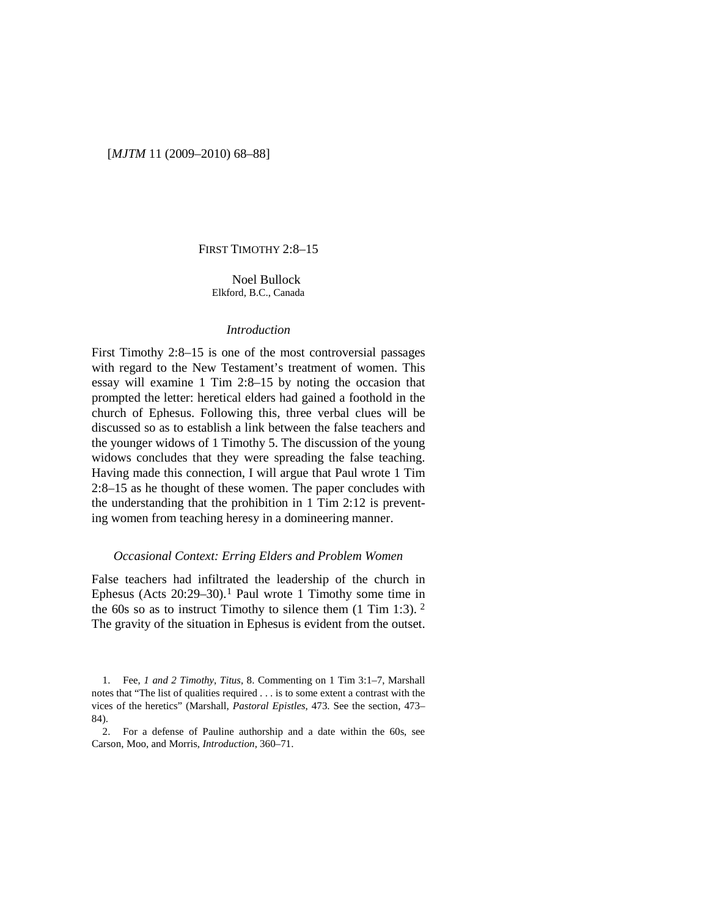# FIRST TIMOTHY 2:8–15

Noel Bullock
Elkford, B.C., Canada

## *Introduction*

First Timothy 2:8–15 is one of the most controversial passages with regard to the New Testament's treatment of women. This essay will examine 1 Tim 2:8–15 by noting the occasion that prompted the letter: heretical elders had gained a foothold in the church of Ephesus. Following this, three verbal clues will be discussed so as to establish a link between the false teachers and the younger widows of 1 Timothy 5. The discussion of the young widows concludes that they were spreading the false teaching. Having made this connection, I will argue that Paul wrote 1 Tim 2:8–15 as he thought of these women. The paper concludes with the understanding that the prohibition in 1 Tim 2:12 is preventing women from teaching heresy in a domineering manner.

## *Occasional Context: Erring Elders and Problem Women*

False teachers had infiltrated the leadership of the church in Ephesus (Acts 20:29–30).[1] Paul wrote 1 Timothy some time in the 60s so as to instruct Timothy to silence them (1 Tim 1:3).[2] The gravity of the situation in Ephesus is evident from the outset.

1. Fee, *1 and 2 Timothy, Titus*, 8. Commenting on 1 Tim 3:1–7, Marshall notes that "The list of qualities required . . . is to some extent a contrast with the vices of the heretics" (Marshall, *Pastoral Epistles*, 473. See the section, 473–84).

2. For a defense of Pauline authorship and a date within the 60s, see Carson, Moo, and Morris, *Introduction*, 360–71.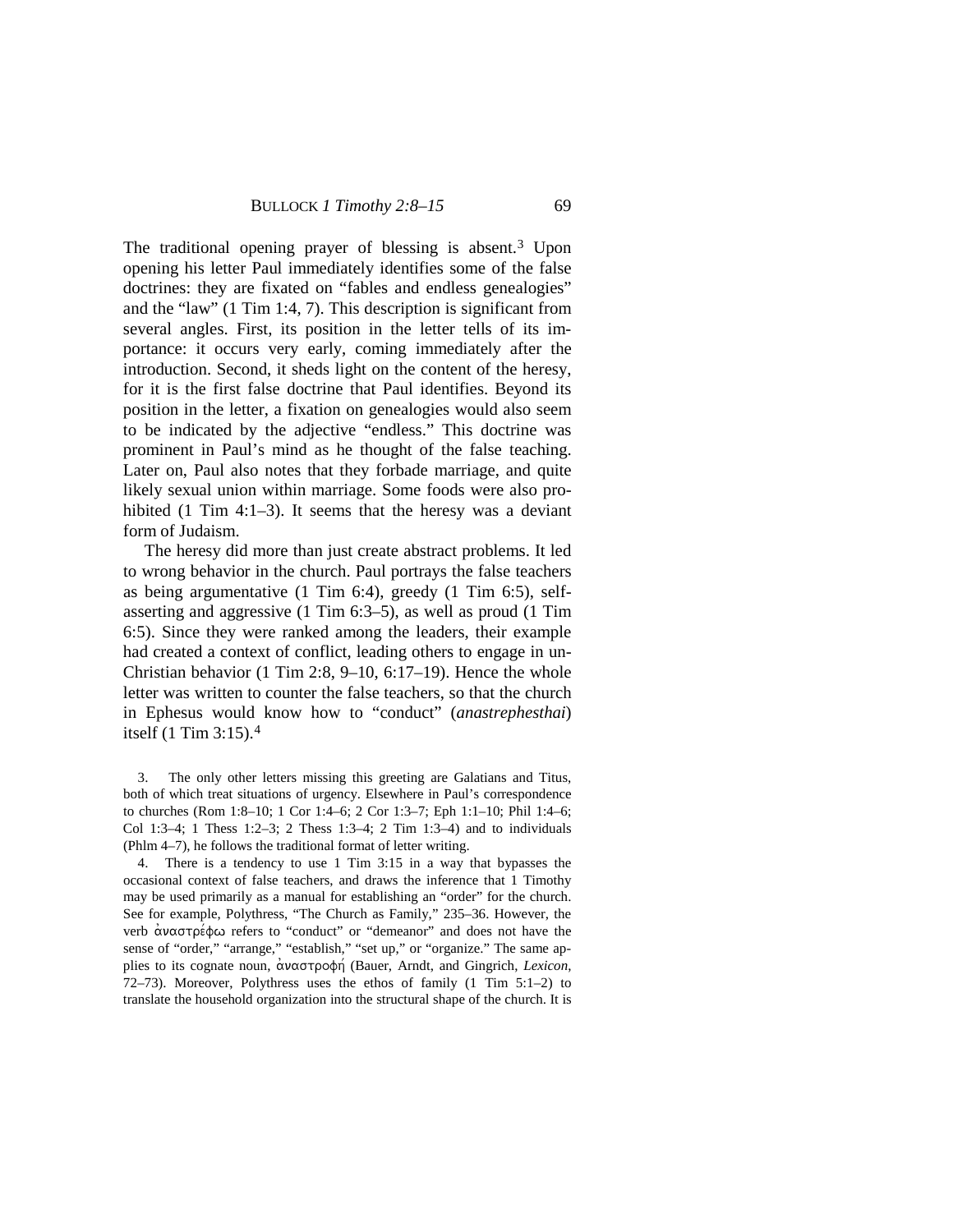The traditional opening prayer of blessing is absent.[3] Upon opening his letter Paul immediately identifies some of the false doctrines: they are fixated on "fables and endless genealogies" and the "law" (1 Tim 1:4, 7). This description is significant from several angles. First, its position in the letter tells of its importance: it occurs very early, coming immediately after the introduction. Second, it sheds light on the content of the heresy, for it is the first false doctrine that Paul identifies. Beyond its position in the letter, a fixation on genealogies would also seem to be indicated by the adjective "endless." This doctrine was prominent in Paul's mind as he thought of the false teaching. Later on, Paul also notes that they forbade marriage, and quite likely sexual union within marriage. Some foods were also prohibited (1 Tim 4:1–3). It seems that the heresy was a deviant form of Judaism.

The heresy did more than just create abstract problems. It led to wrong behavior in the church. Paul portrays the false teachers as being argumentative (1 Tim 6:4), greedy (1 Tim 6:5), self-asserting and aggressive (1 Tim 6:3–5), as well as proud (1 Tim 6:5). Since they were ranked among the leaders, their example had created a context of conflict, leading others to engage in un-Christian behavior (1 Tim 2:8, 9–10, 6:17–19). Hence the whole letter was written to counter the false teachers, so that the church in Ephesus would know how to "conduct" (*anastrephesthai*) itself (1 Tim 3:15).[4]

3. The only other letters missing this greeting are Galatians and Titus, both of which treat situations of urgency. Elsewhere in Paul's correspondence to churches (Rom 1:8–10; 1 Cor 1:4–6; 2 Cor 1:3–7; Eph 1:1–10; Phil 1:4–6; Col 1:3–4; 1 Thess 1:2–3; 2 Thess 1:3–4; 2 Tim 1:3–4) and to individuals (Phlm 4–7), he follows the traditional format of letter writing.

4. There is a tendency to use 1 Tim 3:15 in a way that bypasses the occasional context of false teachers, and draws the inference that 1 Timothy may be used primarily as a manual for establishing an "order" for the church. See for example, Polythress, "The Church as Family," 235–36. However, the verb ἀναστρέφω refers to "conduct" or "demeanor" and does not have the sense of "order," "arrange," "establish," "set up," or "organize." The same applies to its cognate noun, ἀναστροφή (Bauer, Arndt, and Gingrich, *Lexicon*, 72–73). Moreover, Polythress uses the ethos of family (1 Tim 5:1–2) to translate the household organization into the structural shape of the church. It is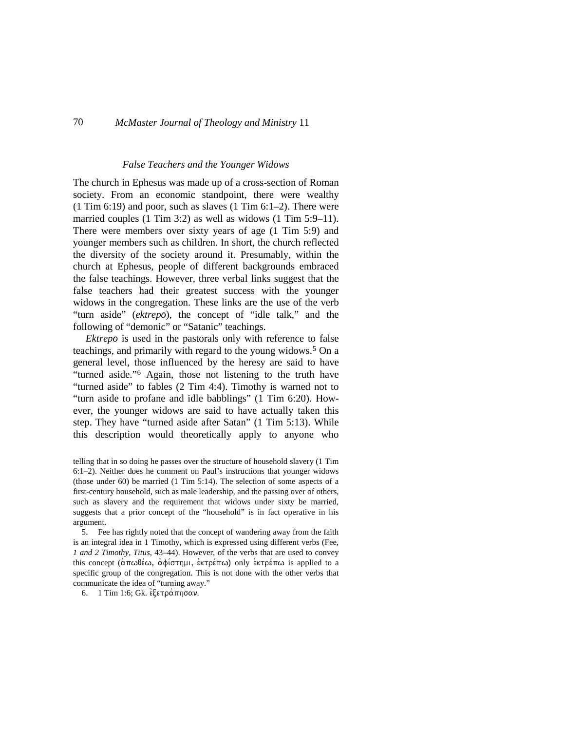### *False Teachers and the Younger Widows*

The church in Ephesus was made up of a cross-section of Roman society. From an economic standpoint, there were wealthy (1 Tim 6:19) and poor, such as slaves (1 Tim 6:1–2). There were married couples (1 Tim 3:2) as well as widows (1 Tim 5:9–11). There were members over sixty years of age (1 Tim 5:9) and younger members such as children. In short, the church reflected the diversity of the society around it. Presumably, within the church at Ephesus, people of different backgrounds embraced the false teachings. However, three verbal links suggest that the false teachers had their greatest success with the younger widows in the congregation. These links are the use of the verb "turn aside" (*ektrepō*), the concept of "idle talk," and the following of "demonic" or "Satanic" teachings.

*Ektrepō* is used in the pastorals only with reference to false teachings, and primarily with regard to the young widows.[5] On a general level, those influenced by the heresy are said to have "turned aside."[6] Again, those not listening to the truth have "turned aside" to fables (2 Tim 4:4). Timothy is warned not to "turn aside to profane and idle babblings" (1 Tim 6:20). However, the younger widows are said to have actually taken this step. They have "turned aside after Satan" (1 Tim 5:13). While this description would theoretically apply to anyone who

telling that in so doing he passes over the structure of household slavery (1 Tim 6:1–2). Neither does he comment on Paul's instructions that younger widows (those under 60) be married (1 Tim 5:14). The selection of some aspects of a first-century household, such as male leadership, and the passing over of others, such as slavery and the requirement that widows under sixty be married, suggests that a prior concept of the "household" is in fact operative in his argument.

5. Fee has rightly noted that the concept of wandering away from the faith is an integral idea in 1 Timothy, which is expressed using different verbs (Fee, *1 and 2 Timothy, Titus*, 43–44). However, of the verbs that are used to convey this concept (ἀπωθέω, ἀφίστημι, ἐκτρέπω) only ἐκτρέπω is applied to a specific group of the congregation. This is not done with the other verbs that communicate the idea of "turning away."

6. 1 Tim 1:6; Gk. ἐξετράπησαν.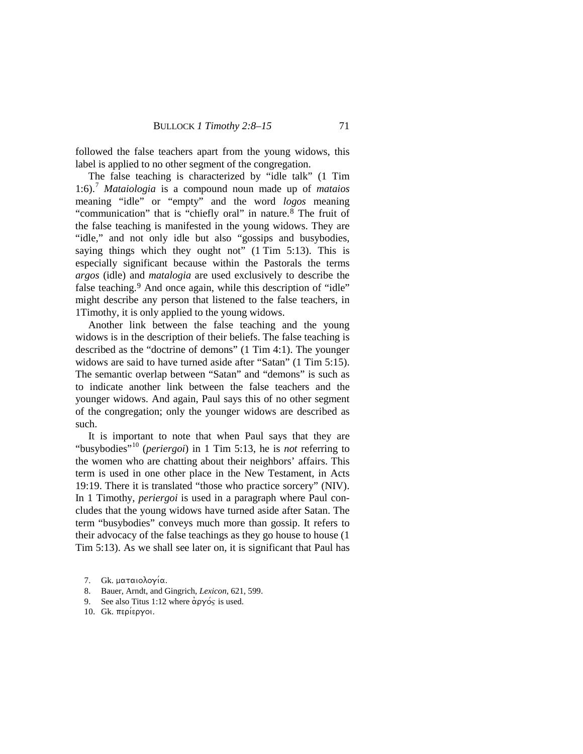followed the false teachers apart from the young widows, this label is applied to no other segment of the congregation.

The false teaching is characterized by "idle talk" (1 Tim 1:6).[7] *Mataiologia* is a compound noun made up of *mataios* meaning "idle" or "empty" and the word *logos* meaning "communication" that is "chiefly oral" in nature.[8] The fruit of the false teaching is manifested in the young widows. They are "idle," and not only idle but also "gossips and busybodies, saying things which they ought not" (1 Tim 5:13). This is especially significant because within the Pastorals the terms *argos* (idle) and *matalogia* are used exclusively to describe the false teaching.[9] And once again, while this description of "idle" might describe any person that listened to the false teachers, in 1Timothy, it is only applied to the young widows.

Another link between the false teaching and the young widows is in the description of their beliefs. The false teaching is described as the "doctrine of demons" (1 Tim 4:1). The younger widows are said to have turned aside after "Satan" (1 Tim 5:15). The semantic overlap between "Satan" and "demons" is such as to indicate another link between the false teachers and the younger widows. And again, Paul says this of no other segment of the congregation; only the younger widows are described as such.

It is important to note that when Paul says that they are "busybodies"[10] (*periergoi*) in 1 Tim 5:13, he is *not* referring to the women who are chatting about their neighbors' affairs. This term is used in one other place in the New Testament, in Acts 19:19. There it is translated "those who practice sorcery" (NIV). In 1 Timothy, *periergoi* is used in a paragraph where Paul concludes that the young widows have turned aside after Satan. The term "busybodies" conveys much more than gossip. It refers to their advocacy of the false teachings as they go house to house (1 Tim 5:13). As we shall see later on, it is significant that Paul has

7. Gk. ματαιολογία.

8. Bauer, Arndt, and Gingrich, *Lexicon,* 621, 599.

9. See also Titus 1:12 where ἀργός is used.

10. Gk. περίεργοι.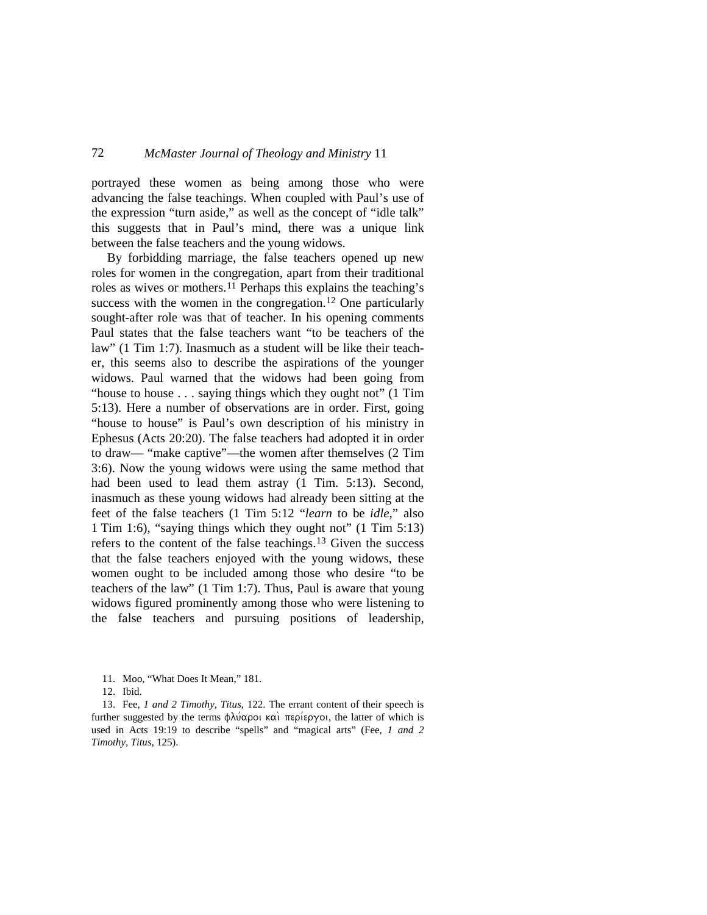portrayed these women as being among those who were advancing the false teachings. When coupled with Paul's use of the expression "turn aside," as well as the concept of "idle talk" this suggests that in Paul's mind, there was a unique link between the false teachers and the young widows.

By forbidding marriage, the false teachers opened up new roles for women in the congregation, apart from their traditional roles as wives or mothers.[11] Perhaps this explains the teaching's success with the women in the congregation.[12] One particularly sought-after role was that of teacher. In his opening comments Paul states that the false teachers want "to be teachers of the law" (1 Tim 1:7). Inasmuch as a student will be like their teacher, this seems also to describe the aspirations of the younger widows. Paul warned that the widows had been going from "house to house . . . saying things which they ought not" (1 Tim 5:13). Here a number of observations are in order. First, going "house to house" is Paul's own description of his ministry in Ephesus (Acts 20:20). The false teachers had adopted it in order to draw— "make captive"—the women after themselves (2 Tim 3:6). Now the young widows were using the same method that had been used to lead them astray (1 Tim. 5:13). Second, inasmuch as these young widows had already been sitting at the feet of the false teachers (1 Tim 5:12 "*learn* to be *idle*," also 1 Tim 1:6), "saying things which they ought not" (1 Tim 5:13) refers to the content of the false teachings.[13] Given the success that the false teachers enjoyed with the young widows, these women ought to be included among those who desire "to be teachers of the law" (1 Tim 1:7). Thus, Paul is aware that young widows figured prominently among those who were listening to the false teachers and pursuing positions of leadership,

11. Moo, "What Does It Mean," 181.

12. Ibid.

13. Fee, *1 and 2 Timothy, Titus*, 122. The errant content of their speech is further suggested by the terms φλύαροι καὶ περίεργοι, the latter of which is used in Acts 19:19 to describe "spells" and "magical arts" (Fee, *1 and 2 Timothy, Titus*, 125).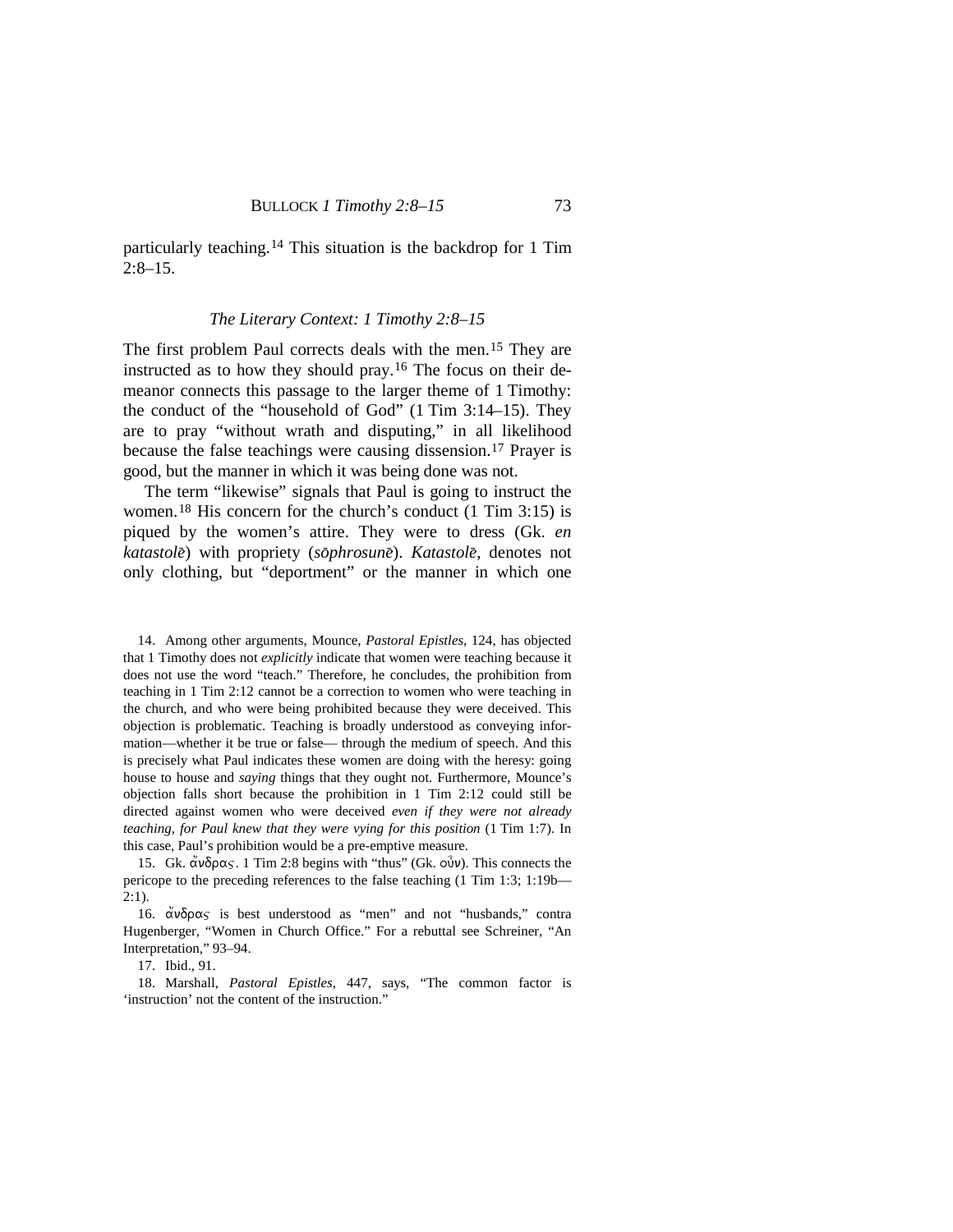particularly teaching.[14] This situation is the backdrop for 1 Tim 2:8–15.

### *The Literary Context: 1 Timothy 2:8–15*

The first problem Paul corrects deals with the men.[15] They are instructed as to how they should pray.[16] The focus on their demeanor connects this passage to the larger theme of 1 Timothy: the conduct of the "household of God" (1 Tim 3:14–15). They are to pray "without wrath and disputing," in all likelihood because the false teachings were causing dissension.[17] Prayer is good, but the manner in which it was being done was not.

The term "likewise" signals that Paul is going to instruct the women.[18] His concern for the church's conduct (1 Tim 3:15) is piqued by the women's attire. They were to dress (Gk. *en katastolē*) with propriety (*sōphrosunē*). *Katastolē*, denotes not only clothing, but "deportment" or the manner in which one

---

14. Among other arguments, Mounce, *Pastoral Epistles*, 124, has objected that 1 Timothy does not *explicitly* indicate that women were teaching because it does not use the word "teach." Therefore, he concludes, the prohibition from teaching in 1 Tim 2:12 cannot be a correction to women who were teaching in the church, and who were being prohibited because they were deceived. This objection is problematic. Teaching is broadly understood as conveying information—whether it be true or false— through the medium of speech. And this is precisely what Paul indicates these women are doing with the heresy: going house to house and *saying* things that they ought not. Furthermore, Mounce's objection falls short because the prohibition in 1 Tim 2:12 could still be directed against women who were deceived *even if they were not already teaching, for Paul knew that they were vying for this position* (1 Tim 1:7). In this case, Paul's prohibition would be a pre-emptive measure.

15. Gk. ἄνδρας. 1 Tim 2:8 begins with "thus" (Gk. οὖν). This connects the pericope to the preceding references to the false teaching (1 Tim 1:3; 1:19b—2:1).

16. ἄνδρας is best understood as "men" and not "husbands," contra Hugenberger, "Women in Church Office." For a rebuttal see Schreiner, "An Interpretation," 93–94.

17. Ibid., 91.

18. Marshall, *Pastoral Epistles*, 447, says, "The common factor is 'instruction' not the content of the instruction."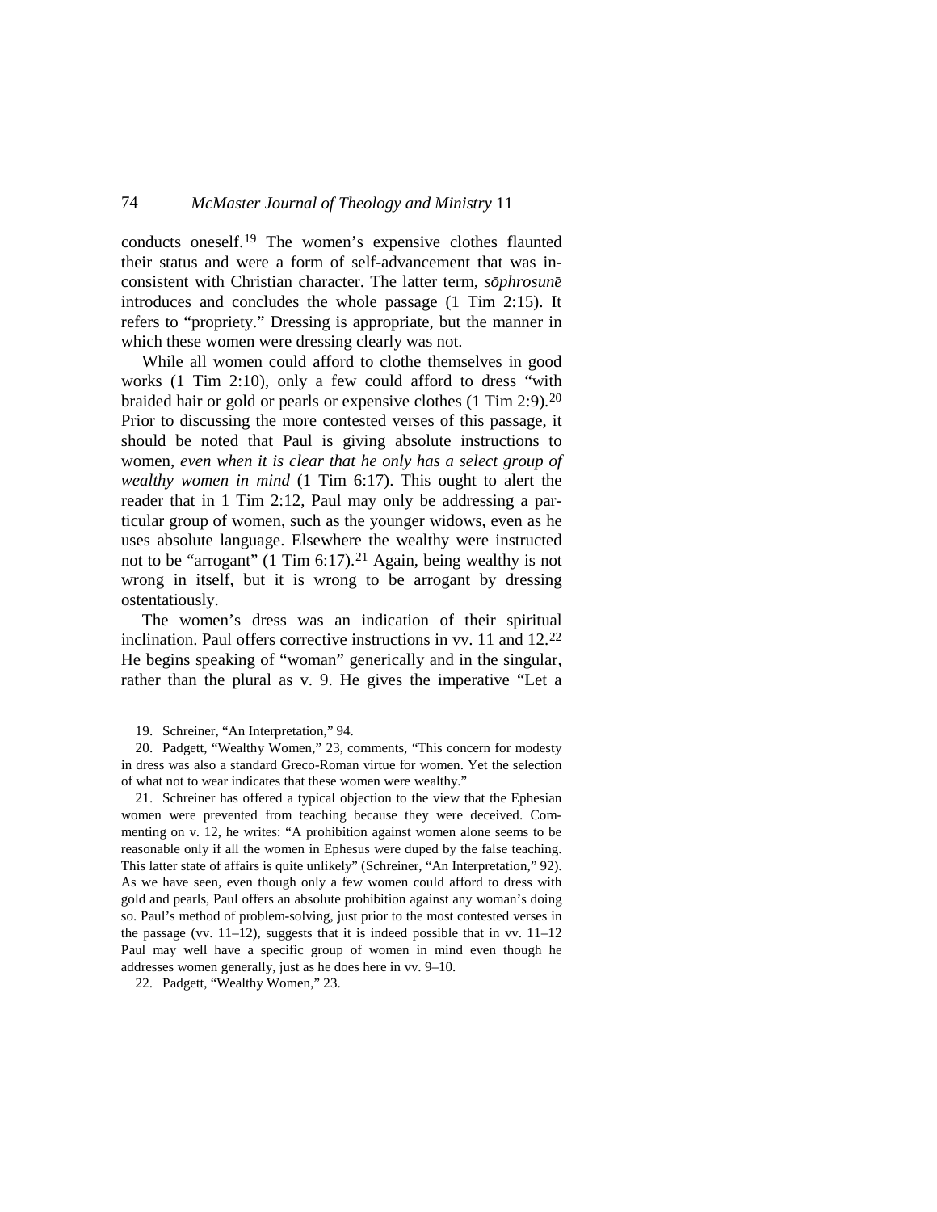conducts oneself.[19] The women's expensive clothes flaunted their status and were a form of self-advancement that was inconsistent with Christian character. The latter term, *sōphrosunē* introduces and concludes the whole passage (1 Tim 2:15). It refers to "propriety." Dressing is appropriate, but the manner in which these women were dressing clearly was not.

While all women could afford to clothe themselves in good works (1 Tim 2:10), only a few could afford to dress "with braided hair or gold or pearls or expensive clothes (1 Tim 2:9).[20] Prior to discussing the more contested verses of this passage, it should be noted that Paul is giving absolute instructions to women, *even when it is clear that he only has a select group of wealthy women in mind* (1 Tim 6:17). This ought to alert the reader that in 1 Tim 2:12, Paul may only be addressing a particular group of women, such as the younger widows, even as he uses absolute language. Elsewhere the wealthy were instructed not to be "arrogant" (1 Tim 6:17).[21] Again, being wealthy is not wrong in itself, but it is wrong to be arrogant by dressing ostentatiously.

The women's dress was an indication of their spiritual inclination. Paul offers corrective instructions in vv. 11 and 12.[22] He begins speaking of "woman" generically and in the singular, rather than the plural as v. 9. He gives the imperative "Let a

19. Schreiner, "An Interpretation," 94.

20. Padgett, "Wealthy Women," 23, comments, "This concern for modesty in dress was also a standard Greco-Roman virtue for women. Yet the selection of what not to wear indicates that these women were wealthy."

21. Schreiner has offered a typical objection to the view that the Ephesian women were prevented from teaching because they were deceived. Commenting on v. 12, he writes: "A prohibition against women alone seems to be reasonable only if all the women in Ephesus were duped by the false teaching. This latter state of affairs is quite unlikely" (Schreiner, "An Interpretation," 92). As we have seen, even though only a few women could afford to dress with gold and pearls, Paul offers an absolute prohibition against any woman's doing so. Paul's method of problem-solving, just prior to the most contested verses in the passage (vv. 11–12), suggests that it is indeed possible that in vv. 11–12 Paul may well have a specific group of women in mind even though he addresses women generally, just as he does here in vv. 9–10.

22. Padgett, "Wealthy Women," 23.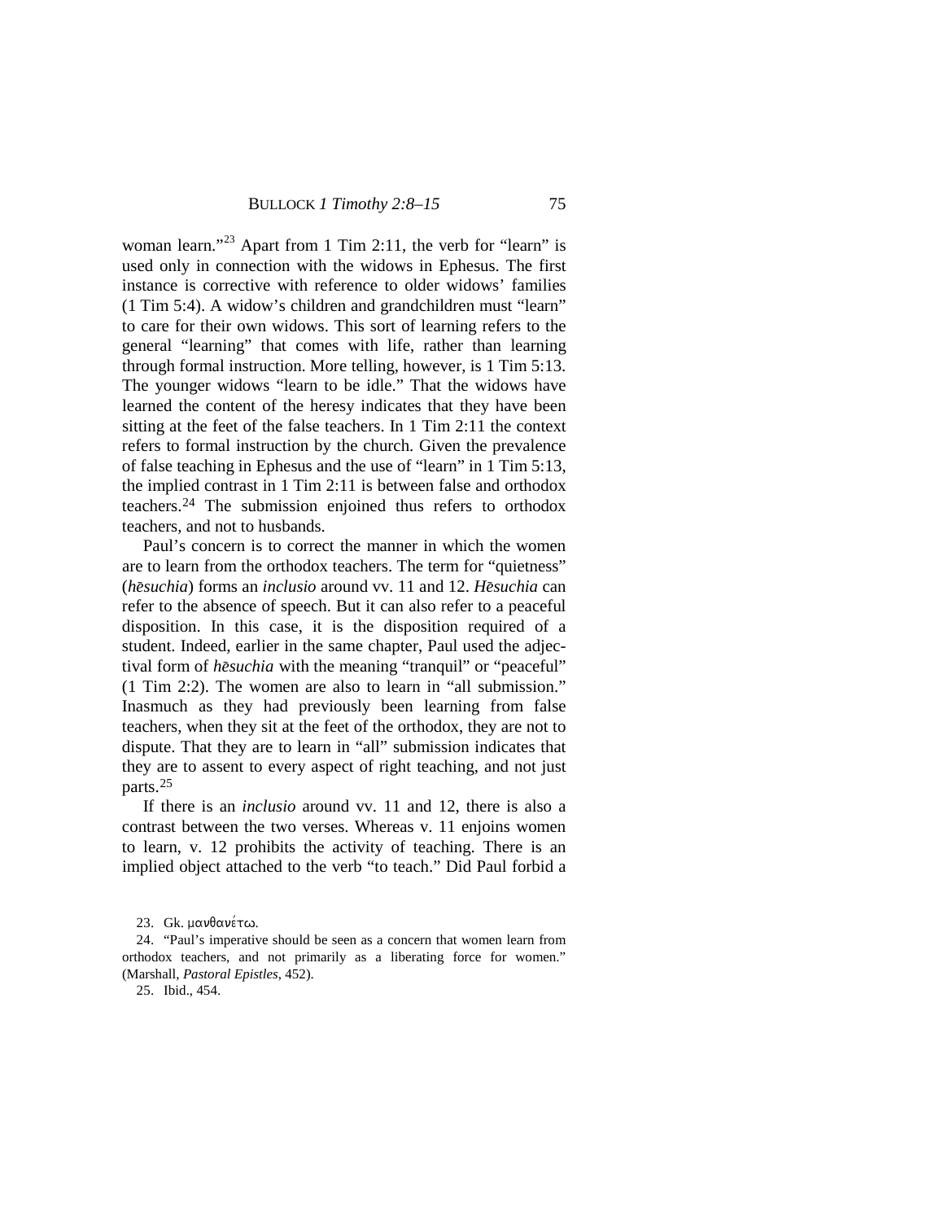woman learn."[23] Apart from 1 Tim 2:11, the verb for "learn" is used only in connection with the widows in Ephesus. The first instance is corrective with reference to older widows' families (1 Tim 5:4). A widow's children and grandchildren must "learn" to care for their own widows. This sort of learning refers to the general "learning" that comes with life, rather than learning through formal instruction. More telling, however, is 1 Tim 5:13. The younger widows "learn to be idle." That the widows have learned the content of the heresy indicates that they have been sitting at the feet of the false teachers. In 1 Tim 2:11 the context refers to formal instruction by the church. Given the prevalence of false teaching in Ephesus and the use of "learn" in 1 Tim 5:13, the implied contrast in 1 Tim 2:11 is between false and orthodox teachers.[24] The submission enjoined thus refers to orthodox teachers, and not to husbands.

Paul's concern is to correct the manner in which the women are to learn from the orthodox teachers. The term for "quietness" (*hēsuchia*) forms an *inclusio* around vv. 11 and 12. *Hēsuchia* can refer to the absence of speech. But it can also refer to a peaceful disposition. In this case, it is the disposition required of a student. Indeed, earlier in the same chapter, Paul used the adjectival form of *hēsuchia* with the meaning "tranquil" or "peaceful" (1 Tim 2:2). The women are also to learn in "all submission." Inasmuch as they had previously been learning from false teachers, when they sit at the feet of the orthodox, they are not to dispute. That they are to learn in "all" submission indicates that they are to assent to every aspect of right teaching, and not just parts.[25]

If there is an *inclusio* around vv. 11 and 12, there is also a contrast between the two verses. Whereas v. 11 enjoins women to learn, v. 12 prohibits the activity of teaching. There is an implied object attached to the verb "to teach." Did Paul forbid a

23. Gk. μανθανέτω.

24. "Paul's imperative should be seen as a concern that women learn from orthodox teachers, and not primarily as a liberating force for women." (Marshall, *Pastoral Epistles*, 452).

25. Ibid., 454.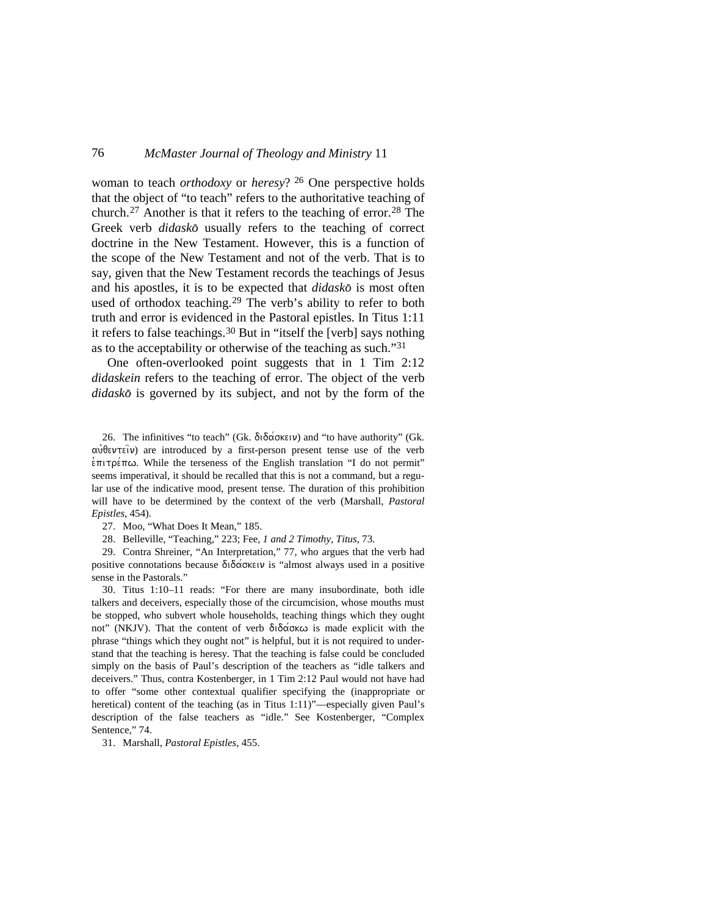woman to teach *orthodoxy* or *heresy*? [26] One perspective holds that the object of "to teach" refers to the authoritative teaching of church.[27] Another is that it refers to the teaching of error.[28] The Greek verb *didaskō* usually refers to the teaching of correct doctrine in the New Testament. However, this is a function of the scope of the New Testament and not of the verb. That is to say, given that the New Testament records the teachings of Jesus and his apostles, it is to be expected that *didaskō* is most often used of orthodox teaching.[29] The verb's ability to refer to both truth and error is evidenced in the Pastoral epistles. In Titus 1:11 it refers to false teachings.[30] But in "itself the [verb] says nothing as to the acceptability or otherwise of the teaching as such."[31]

One often-overlooked point suggests that in 1 Tim 2:12 *didaskein* refers to the teaching of error. The object of the verb *didaskō* is governed by its subject, and not by the form of the

26. The infinitives "to teach" (Gk. διδάσκειν) and "to have authority" (Gk. αὐθεντεῖν) are introduced by a first-person present tense use of the verb ἐπιτρέπω. While the terseness of the English translation "I do not permit" seems imperatival, it should be recalled that this is not a command, but a regular use of the indicative mood, present tense. The duration of this prohibition will have to be determined by the context of the verb (Marshall, *Pastoral Epistles*, 454).

27. Moo, "What Does It Mean," 185.

28. Belleville, "Teaching," 223; Fee, *1 and 2 Timothy, Titus*, 73.

29. Contra Shreiner, "An Interpretation," 77, who argues that the verb had positive connotations because διδάσκειν is "almost always used in a positive sense in the Pastorals."

30. Titus 1:10–11 reads: "For there are many insubordinate, both idle talkers and deceivers, especially those of the circumcision, whose mouths must be stopped, who subvert whole households, teaching things which they ought not" (NKJV). That the content of verb διδάσκω is made explicit with the phrase "things which they ought not" is helpful, but it is not required to understand that the teaching is heresy. That the teaching is false could be concluded simply on the basis of Paul's description of the teachers as "idle talkers and deceivers." Thus, contra Kostenberger, in 1 Tim 2:12 Paul would not have had to offer "some other contextual qualifier specifying the (inappropriate or heretical) content of the teaching (as in Titus 1:11)"—especially given Paul's description of the false teachers as "idle." See Kostenberger, "Complex Sentence," 74.

31. Marshall, *Pastoral Epistles*, 455.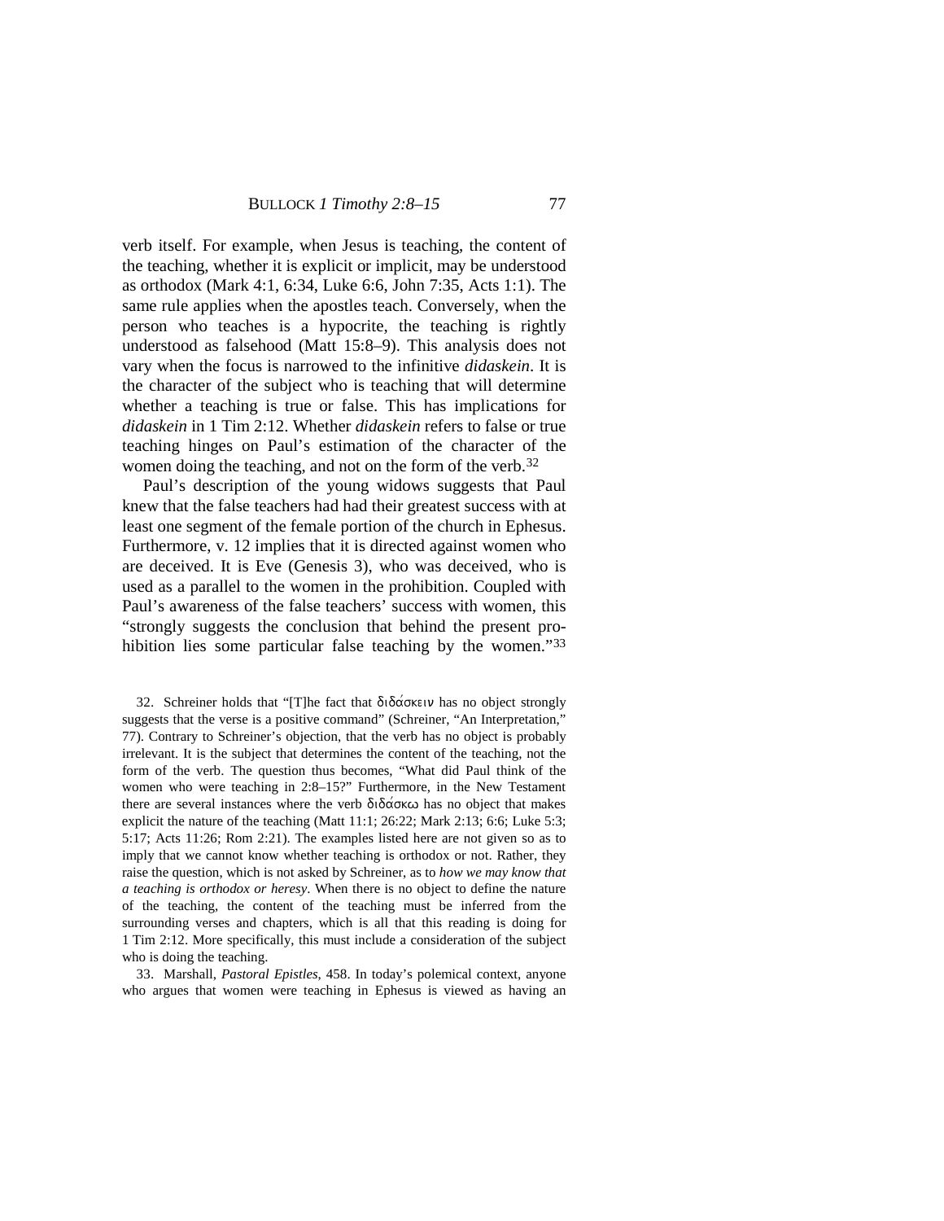verb itself. For example, when Jesus is teaching, the content of the teaching, whether it is explicit or implicit, may be understood as orthodox (Mark 4:1, 6:34, Luke 6:6, John 7:35, Acts 1:1). The same rule applies when the apostles teach. Conversely, when the person who teaches is a hypocrite, the teaching is rightly understood as falsehood (Matt 15:8–9). This analysis does not vary when the focus is narrowed to the infinitive *didaskein*. It is the character of the subject who is teaching that will determine whether a teaching is true or false. This has implications for *didaskein* in 1 Tim 2:12. Whether *didaskein* refers to false or true teaching hinges on Paul's estimation of the character of the women doing the teaching, and not on the form of the verb.[32]

Paul's description of the young widows suggests that Paul knew that the false teachers had had their greatest success with at least one segment of the female portion of the church in Ephesus. Furthermore, v. 12 implies that it is directed against women who are deceived. It is Eve (Genesis 3), who was deceived, who is used as a parallel to the women in the prohibition. Coupled with Paul's awareness of the false teachers' success with women, this "strongly suggests the conclusion that behind the present prohibition lies some particular false teaching by the women."[33]

32. Schreiner holds that "[T]he fact that διδάσκειν has no object strongly suggests that the verse is a positive command" (Schreiner, "An Interpretation," 77). Contrary to Schreiner's objection, that the verb has no object is probably irrelevant. It is the subject that determines the content of the teaching, not the form of the verb. The question thus becomes, "What did Paul think of the women who were teaching in 2:8–15?" Furthermore, in the New Testament there are several instances where the verb διδάσκω has no object that makes explicit the nature of the teaching (Matt 11:1; 26:22; Mark 2:13; 6:6; Luke 5:3; 5:17; Acts 11:26; Rom 2:21). The examples listed here are not given so as to imply that we cannot know whether teaching is orthodox or not. Rather, they raise the question, which is not asked by Schreiner, as to *how we may know that a teaching is orthodox or heresy*. When there is no object to define the nature of the teaching, the content of the teaching must be inferred from the surrounding verses and chapters, which is all that this reading is doing for 1 Tim 2:12. More specifically, this must include a consideration of the subject who is doing the teaching.

33. Marshall, *Pastoral Epistles*, 458. In today's polemical context, anyone who argues that women were teaching in Ephesus is viewed as having an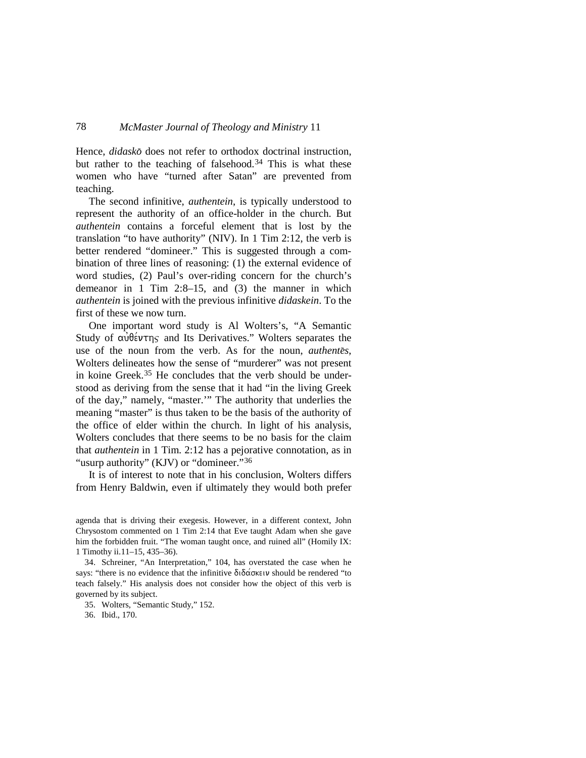Hence, *didaskō* does not refer to orthodox doctrinal instruction, but rather to the teaching of falsehood.[34] This is what these women who have "turned after Satan" are prevented from teaching.

The second infinitive, *authentein*, is typically understood to represent the authority of an office-holder in the church. But *authentein* contains a forceful element that is lost by the translation "to have authority" (NIV). In 1 Tim 2:12, the verb is better rendered "domineer." This is suggested through a combination of three lines of reasoning: (1) the external evidence of word studies, (2) Paul's over-riding concern for the church's demeanor in 1 Tim 2:8–15, and (3) the manner in which *authentein* is joined with the previous infinitive *didaskein*. To the first of these we now turn.

One important word study is Al Wolters's, "A Semantic Study of αὐθέντης and Its Derivatives." Wolters separates the use of the noun from the verb. As for the noun, *authentēs*, Wolters delineates how the sense of "murderer" was not present in koine Greek.[35] He concludes that the verb should be understood as deriving from the sense that it had "in the living Greek of the day," namely, "master.'" The authority that underlies the meaning "master" is thus taken to be the basis of the authority of the office of elder within the church. In light of his analysis, Wolters concludes that there seems to be no basis for the claim that *authentein* in 1 Tim. 2:12 has a pejorative connotation, as in "usurp authority" (KJV) or "domineer."[36]

It is of interest to note that in his conclusion, Wolters differs from Henry Baldwin, even if ultimately they would both prefer

---

agenda that is driving their exegesis. However, in a different context, John Chrysostom commented on 1 Tim 2:14 that Eve taught Adam when she gave him the forbidden fruit. "The woman taught once, and ruined all" (Homily IX: 1 Timothy ii.11–15, 435–36).

34. Schreiner, "An Interpretation," 104, has overstated the case when he says: "there is no evidence that the infinitive διδάσκειν should be rendered "to teach falsely." His analysis does not consider how the object of this verb is governed by its subject.

35. Wolters, "Semantic Study," 152.

36. Ibid., 170.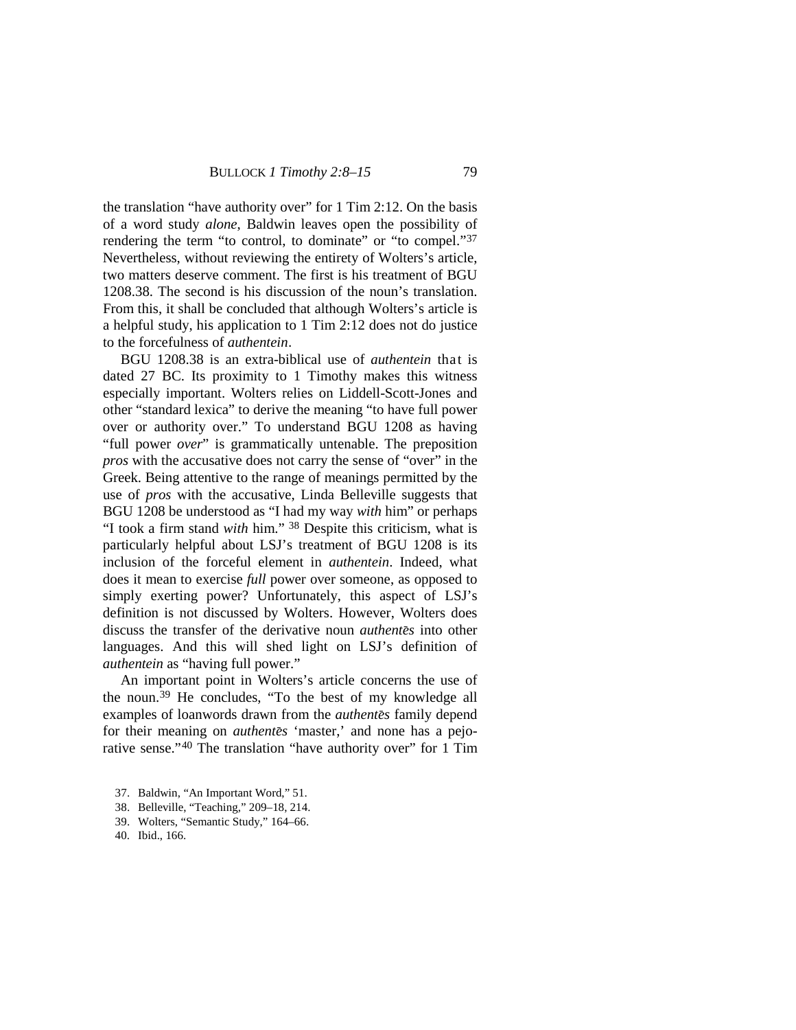the translation "have authority over" for 1 Tim 2:12. On the basis of a word study *alone*, Baldwin leaves open the possibility of rendering the term "to control, to dominate" or "to compel."[37] Nevertheless, without reviewing the entirety of Wolters's article, two matters deserve comment. The first is his treatment of BGU 1208.38. The second is his discussion of the noun's translation. From this, it shall be concluded that although Wolters's article is a helpful study, his application to 1 Tim 2:12 does not do justice to the forcefulness of *authentein*.

BGU 1208.38 is an extra-biblical use of *authentein* that is dated 27 BC. Its proximity to 1 Timothy makes this witness especially important. Wolters relies on Liddell-Scott-Jones and other "standard lexica" to derive the meaning "to have full power over or authority over." To understand BGU 1208 as having "full power *over*" is grammatically untenable. The preposition *pros* with the accusative does not carry the sense of "over" in the Greek. Being attentive to the range of meanings permitted by the use of *pros* with the accusative, Linda Belleville suggests that BGU 1208 be understood as "I had my way *with* him" or perhaps "I took a firm stand *with* him."[38] Despite this criticism, what is particularly helpful about LSJ's treatment of BGU 1208 is its inclusion of the forceful element in *authentein*. Indeed, what does it mean to exercise *full* power over someone, as opposed to simply exerting power? Unfortunately, this aspect of LSJ's definition is not discussed by Wolters. However, Wolters does discuss the transfer of the derivative noun *authentēs* into other languages. And this will shed light on LSJ's definition of *authentein* as "having full power."

An important point in Wolters's article concerns the use of the noun.[39] He concludes, "To the best of my knowledge all examples of loanwords drawn from the *authentēs* family depend for their meaning on *authentēs* 'master,' and none has a pejorative sense."[40] The translation "have authority over" for 1 Tim

37. Baldwin, "An Important Word," 51.
38. Belleville, "Teaching," 209–18, 214.
39. Wolters, "Semantic Study," 164–66.
40. Ibid., 166.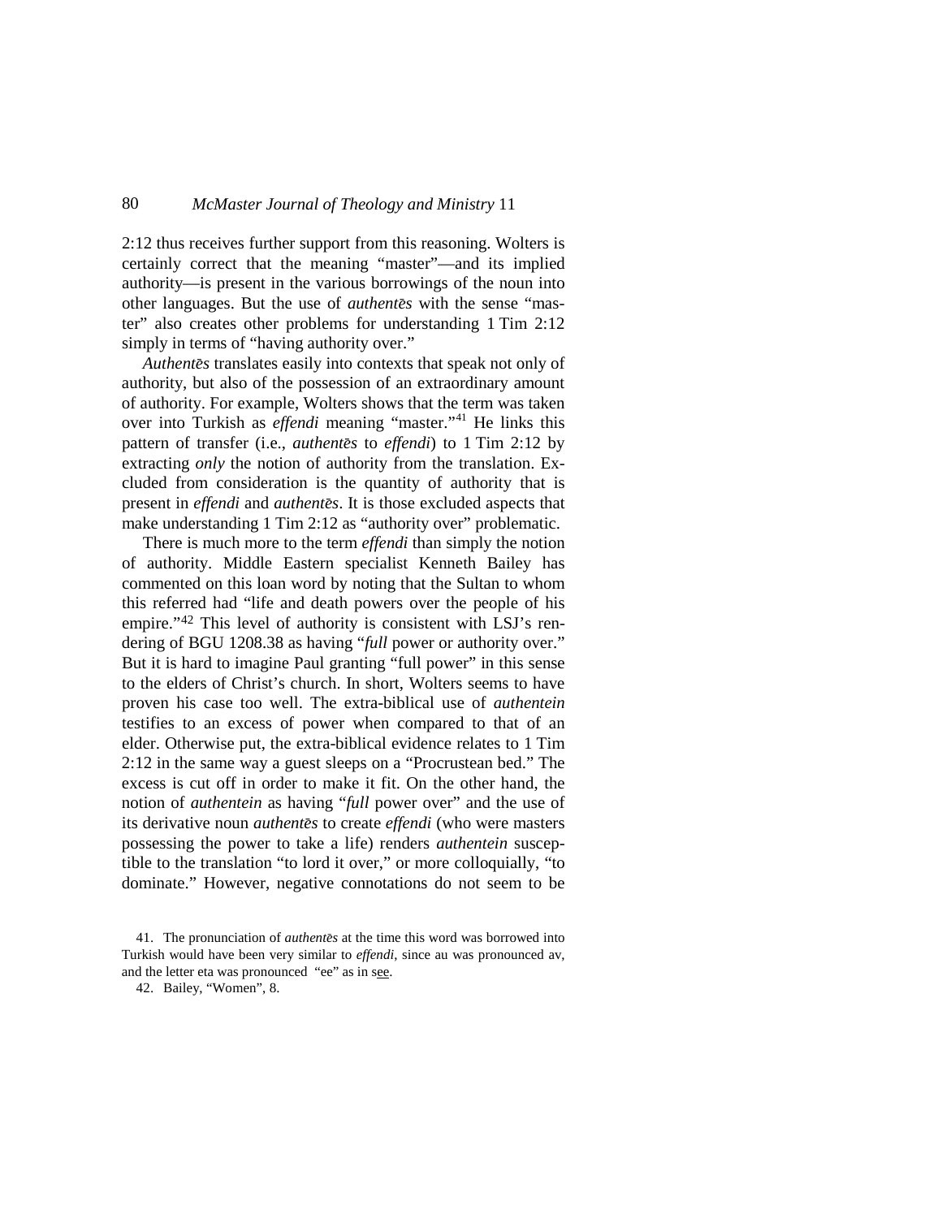2:12 thus receives further support from this reasoning. Wolters is certainly correct that the meaning "master"—and its implied authority—is present in the various borrowings of the noun into other languages. But the use of *authentēs* with the sense "master" also creates other problems for understanding 1 Tim 2:12 simply in terms of "having authority over."

*Authentēs* translates easily into contexts that speak not only of authority, but also of the possession of an extraordinary amount of authority. For example, Wolters shows that the term was taken over into Turkish as *effendi* meaning "master."[41] He links this pattern of transfer (i.e., *authentēs* to *effendi*) to 1 Tim 2:12 by extracting *only* the notion of authority from the translation. Excluded from consideration is the quantity of authority that is present in *effendi* and *authentēs*. It is those excluded aspects that make understanding 1 Tim 2:12 as "authority over" problematic.

There is much more to the term *effendi* than simply the notion of authority. Middle Eastern specialist Kenneth Bailey has commented on this loan word by noting that the Sultan to whom this referred had "life and death powers over the people of his empire."[42] This level of authority is consistent with LSJ's rendering of BGU 1208.38 as having "*full* power or authority over." But it is hard to imagine Paul granting "full power" in this sense to the elders of Christ's church. In short, Wolters seems to have proven his case too well. The extra-biblical use of *authentein* testifies to an excess of power when compared to that of an elder. Otherwise put, the extra-biblical evidence relates to 1 Tim 2:12 in the same way a guest sleeps on a "Procrustean bed." The excess is cut off in order to make it fit. On the other hand, the notion of *authentein* as having "*full* power over" and the use of its derivative noun *authentēs* to create *effendi* (who were masters possessing the power to take a life) renders *authentein* susceptible to the translation "to lord it over," or more colloquially, "to dominate." However, negative connotations do not seem to be

41. The pronunciation of *authentēs* at the time this word was borrowed into Turkish would have been very similar to *effendi*, since au was pronounced av, and the letter eta was pronounced "ee" as in s<u>ee</u>.

42. Bailey, "Women", 8.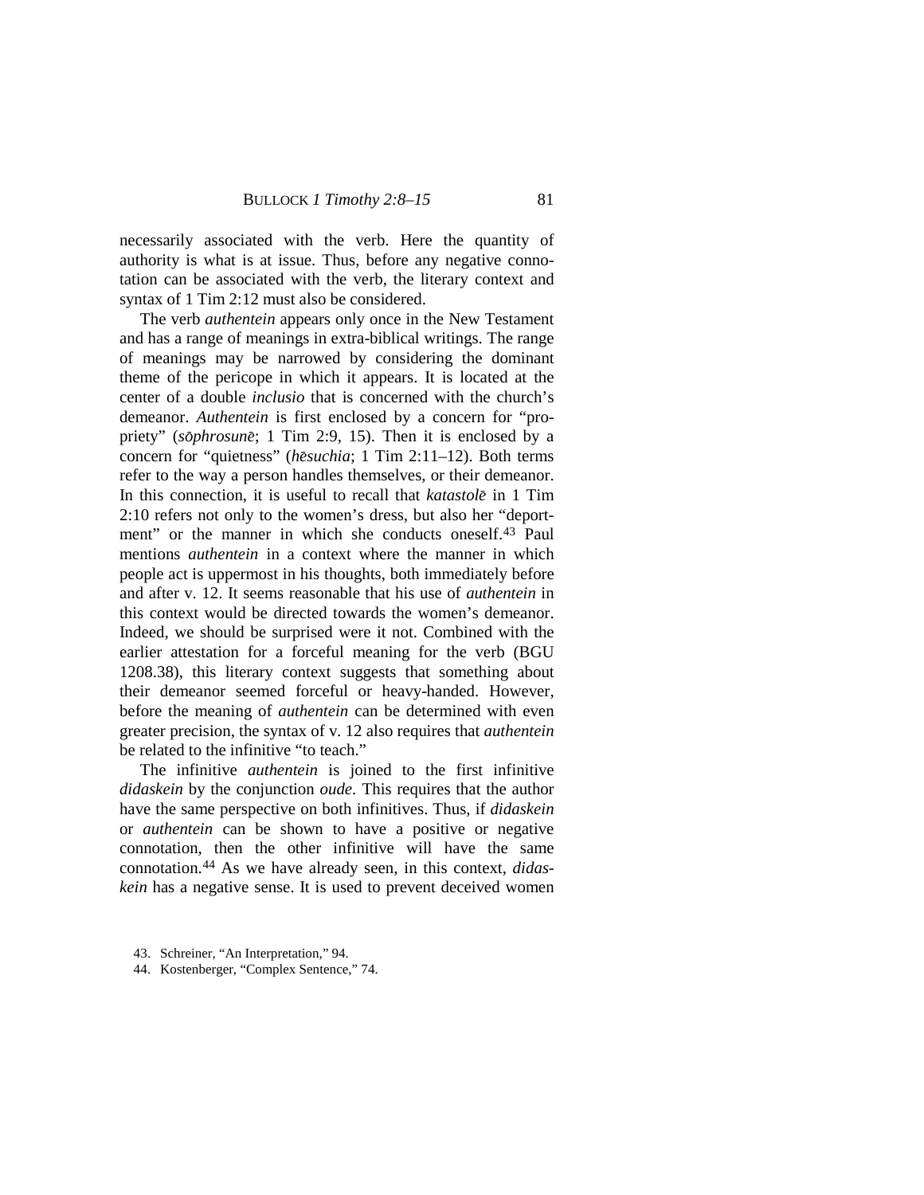necessarily associated with the verb. Here the quantity of authority is what is at issue. Thus, before any negative connotation can be associated with the verb, the literary context and syntax of 1 Tim 2:12 must also be considered.

The verb *authentein* appears only once in the New Testament and has a range of meanings in extra-biblical writings. The range of meanings may be narrowed by considering the dominant theme of the pericope in which it appears. It is located at the center of a double *inclusio* that is concerned with the church's demeanor. *Authentein* is first enclosed by a concern for "propriety" (*sōphrosunē*; 1 Tim 2:9, 15). Then it is enclosed by a concern for "quietness" (*hēsuchia*; 1 Tim 2:11–12). Both terms refer to the way a person handles themselves, or their demeanor. In this connection, it is useful to recall that *katastolē* in 1 Tim 2:10 refers not only to the women's dress, but also her "deportment" or the manner in which she conducts oneself.[43] Paul mentions *authentein* in a context where the manner in which people act is uppermost in his thoughts, both immediately before and after v. 12. It seems reasonable that his use of *authentein* in this context would be directed towards the women's demeanor. Indeed, we should be surprised were it not. Combined with the earlier attestation for a forceful meaning for the verb (BGU 1208.38), this literary context suggests that something about their demeanor seemed forceful or heavy-handed. However, before the meaning of *authentein* can be determined with even greater precision, the syntax of v. 12 also requires that *authentein* be related to the infinitive "to teach."

The infinitive *authentein* is joined to the first infinitive *didaskein* by the conjunction *oude*. This requires that the author have the same perspective on both infinitives. Thus, if *didaskein* or *authentein* can be shown to have a positive or negative connotation, then the other infinitive will have the same connotation.[44] As we have already seen, in this context, *didaskein* has a negative sense. It is used to prevent deceived women

43. Schreiner, "An Interpretation," 94.

44. Kostenberger, "Complex Sentence," 74.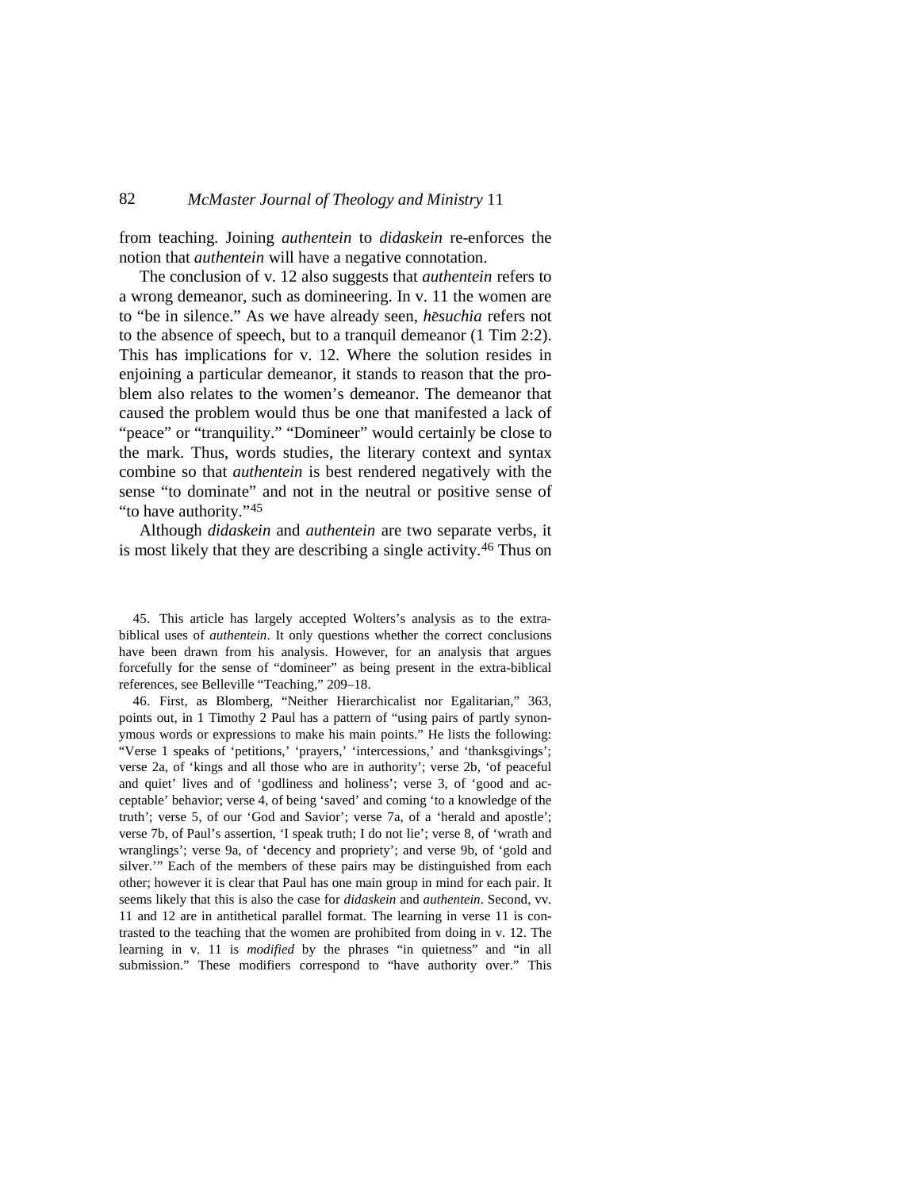from teaching. Joining *authentein* to *didaskein* re-enforces the notion that *authentein* will have a negative connotation.

The conclusion of v. 12 also suggests that *authentein* refers to a wrong demeanor, such as domineering. In v. 11 the women are to "be in silence." As we have already seen, *hēsuchia* refers not to the absence of speech, but to a tranquil demeanor (1 Tim 2:2). This has implications for v. 12. Where the solution resides in enjoining a particular demeanor, it stands to reason that the problem also relates to the women's demeanor. The demeanor that caused the problem would thus be one that manifested a lack of "peace" or "tranquility." "Domineer" would certainly be close to the mark. Thus, words studies, the literary context and syntax combine so that *authentein* is best rendered negatively with the sense "to dominate" and not in the neutral or positive sense of "to have authority."[45]

Although *didaskein* and *authentein* are two separate verbs, it is most likely that they are describing a single activity.[46] Thus on

45. This article has largely accepted Wolters's analysis as to the extra-biblical uses of *authentein*. It only questions whether the correct conclusions have been drawn from his analysis. However, for an analysis that argues forcefully for the sense of "domineer" as being present in the extra-biblical references, see Belleville "Teaching," 209–18.

46. First, as Blomberg, "Neither Hierarchicalist nor Egalitarian," 363, points out, in 1 Timothy 2 Paul has a pattern of "using pairs of partly synonymous words or expressions to make his main points." He lists the following: "Verse 1 speaks of 'petitions,' 'prayers,' 'intercessions,' and 'thanksgivings'; verse 2a, of 'kings and all those who are in authority'; verse 2b, 'of peaceful and quiet' lives and of 'godliness and holiness'; verse 3, of 'good and acceptable' behavior; verse 4, of being 'saved' and coming 'to a knowledge of the truth'; verse 5, of our 'God and Savior'; verse 7a, of a 'herald and apostle'; verse 7b, of Paul's assertion, 'I speak truth; I do not lie'; verse 8, of 'wrath and wranglings'; verse 9a, of 'decency and propriety'; and verse 9b, of 'gold and silver.'" Each of the members of these pairs may be distinguished from each other; however it is clear that Paul has one main group in mind for each pair. It seems likely that this is also the case for *didaskein* and *authentein*. Second, vv. 11 and 12 are in antithetical parallel format. The learning in verse 11 is contrasted to the teaching that the women are prohibited from doing in v. 12. The learning in v. 11 is *modified* by the phrases "in quietness" and "in all submission." These modifiers correspond to "have authority over." This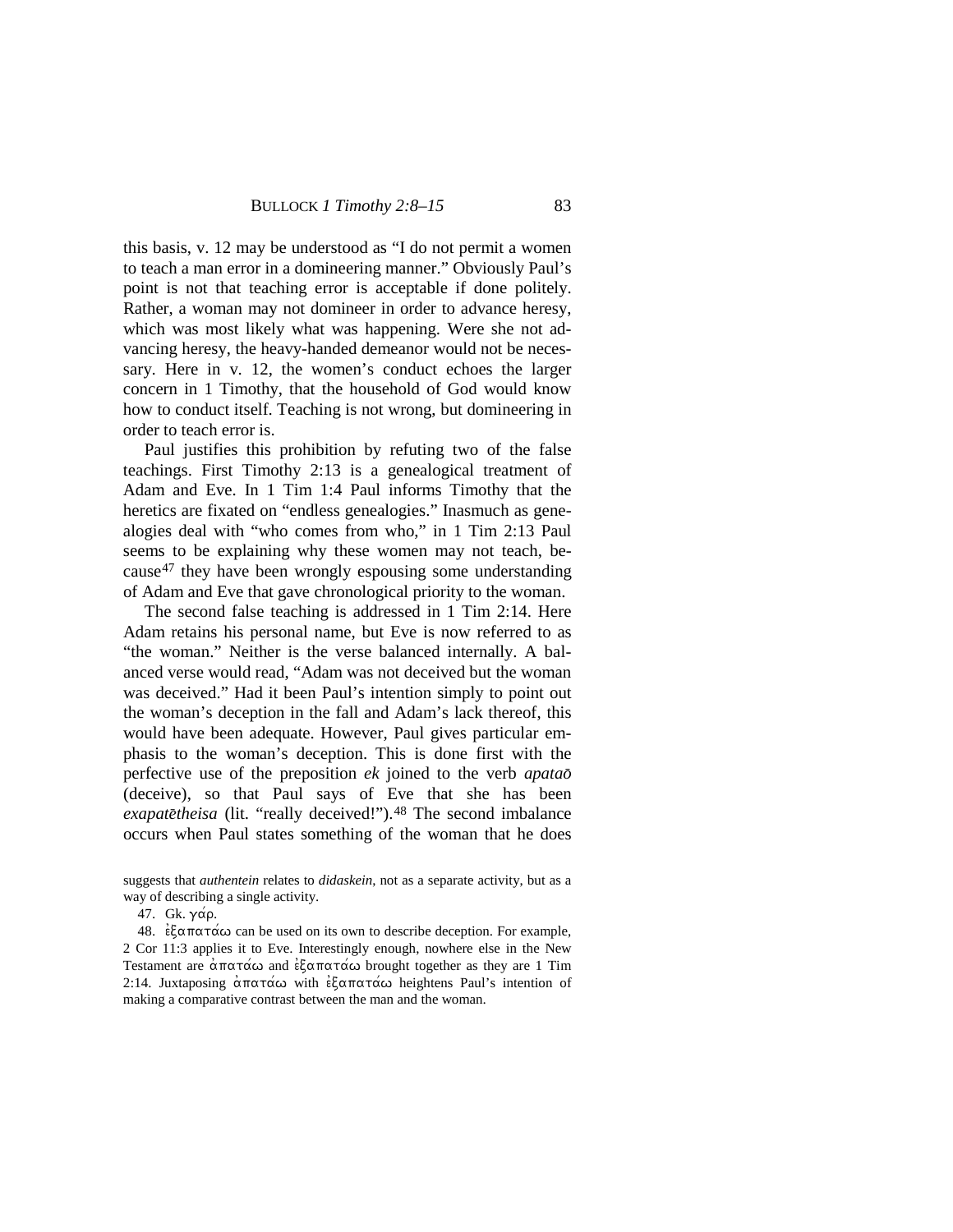this basis, v. 12 may be understood as "I do not permit a women to teach a man error in a domineering manner." Obviously Paul's point is not that teaching error is acceptable if done politely. Rather, a woman may not domineer in order to advance heresy, which was most likely what was happening. Were she not advancing heresy, the heavy-handed demeanor would not be necessary. Here in v. 12, the women's conduct echoes the larger concern in 1 Timothy, that the household of God would know how to conduct itself. Teaching is not wrong, but domineering in order to teach error is.

Paul justifies this prohibition by refuting two of the false teachings. First Timothy 2:13 is a genealogical treatment of Adam and Eve. In 1 Tim 1:4 Paul informs Timothy that the heretics are fixated on "endless genealogies." Inasmuch as genealogies deal with "who comes from who," in 1 Tim 2:13 Paul seems to be explaining why these women may not teach, because[47] they have been wrongly espousing some understanding of Adam and Eve that gave chronological priority to the woman.

The second false teaching is addressed in 1 Tim 2:14. Here Adam retains his personal name, but Eve is now referred to as "the woman." Neither is the verse balanced internally. A balanced verse would read, "Adam was not deceived but the woman was deceived." Had it been Paul's intention simply to point out the woman's deception in the fall and Adam's lack thereof, this would have been adequate. However, Paul gives particular emphasis to the woman's deception. This is done first with the perfective use of the preposition *ek* joined to the verb *apataō* (deceive), so that Paul says of Eve that she has been *exapatētheisa* (lit. "really deceived!").[48] The second imbalance occurs when Paul states something of the woman that he does

---

suggests that *authentein* relates to *didaskein*, not as a separate activity, but as a way of describing a single activity.

47. Gk. γάρ.

48. ἐξαπατάω can be used on its own to describe deception. For example, 2 Cor 11:3 applies it to Eve. Interestingly enough, nowhere else in the New Testament are ἀπατάω and ἐξαπατάω brought together as they are 1 Tim 2:14. Juxtaposing ἀπατάω with ἐξαπατάω heightens Paul's intention of making a comparative contrast between the man and the woman.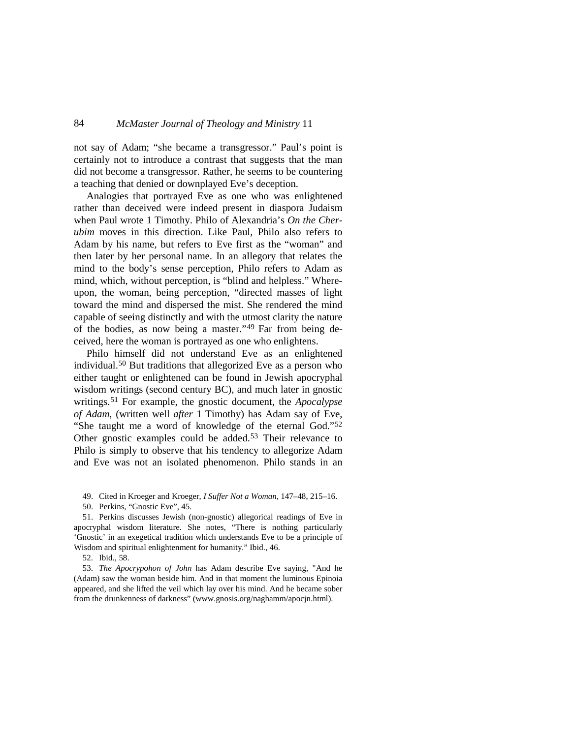not say of Adam; "she became a transgressor." Paul's point is certainly not to introduce a contrast that suggests that the man did not become a transgressor. Rather, he seems to be countering a teaching that denied or downplayed Eve's deception.

Analogies that portrayed Eve as one who was enlightened rather than deceived were indeed present in diaspora Judaism when Paul wrote 1 Timothy. Philo of Alexandria's *On the Cherubim* moves in this direction. Like Paul, Philo also refers to Adam by his name, but refers to Eve first as the "woman" and then later by her personal name. In an allegory that relates the mind to the body's sense perception, Philo refers to Adam as mind, which, without perception, is "blind and helpless." Whereupon, the woman, being perception, "directed masses of light toward the mind and dispersed the mist. She rendered the mind capable of seeing distinctly and with the utmost clarity the nature of the bodies, as now being a master."[49] Far from being deceived, here the woman is portrayed as one who enlightens.

Philo himself did not understand Eve as an enlightened individual.[50] But traditions that allegorized Eve as a person who either taught or enlightened can be found in Jewish apocryphal wisdom writings (second century BC), and much later in gnostic writings.[51] For example, the gnostic document, the *Apocalypse of Adam*, (written well *after* 1 Timothy) has Adam say of Eve, "She taught me a word of knowledge of the eternal God."[52] Other gnostic examples could be added.[53] Their relevance to Philo is simply to observe that his tendency to allegorize Adam and Eve was not an isolated phenomenon. Philo stands in an

49. Cited in Kroeger and Kroeger, *I Suffer Not a Woman*, 147–48, 215–16.

50. Perkins, "Gnostic Eve", 45.

51. Perkins discusses Jewish (non-gnostic) allegorical readings of Eve in apocryphal wisdom literature. She notes, "There is nothing particularly 'Gnostic' in an exegetical tradition which understands Eve to be a principle of Wisdom and spiritual enlightenment for humanity." Ibid., 46.

52. Ibid., 58.

53. *The Apocrypohon of John* has Adam describe Eve saying, "And he (Adam) saw the woman beside him. And in that moment the luminous Epinoia appeared, and she lifted the veil which lay over his mind. And he became sober from the drunkenness of darkness" (www.gnosis.org/naghamm/apocjn.html).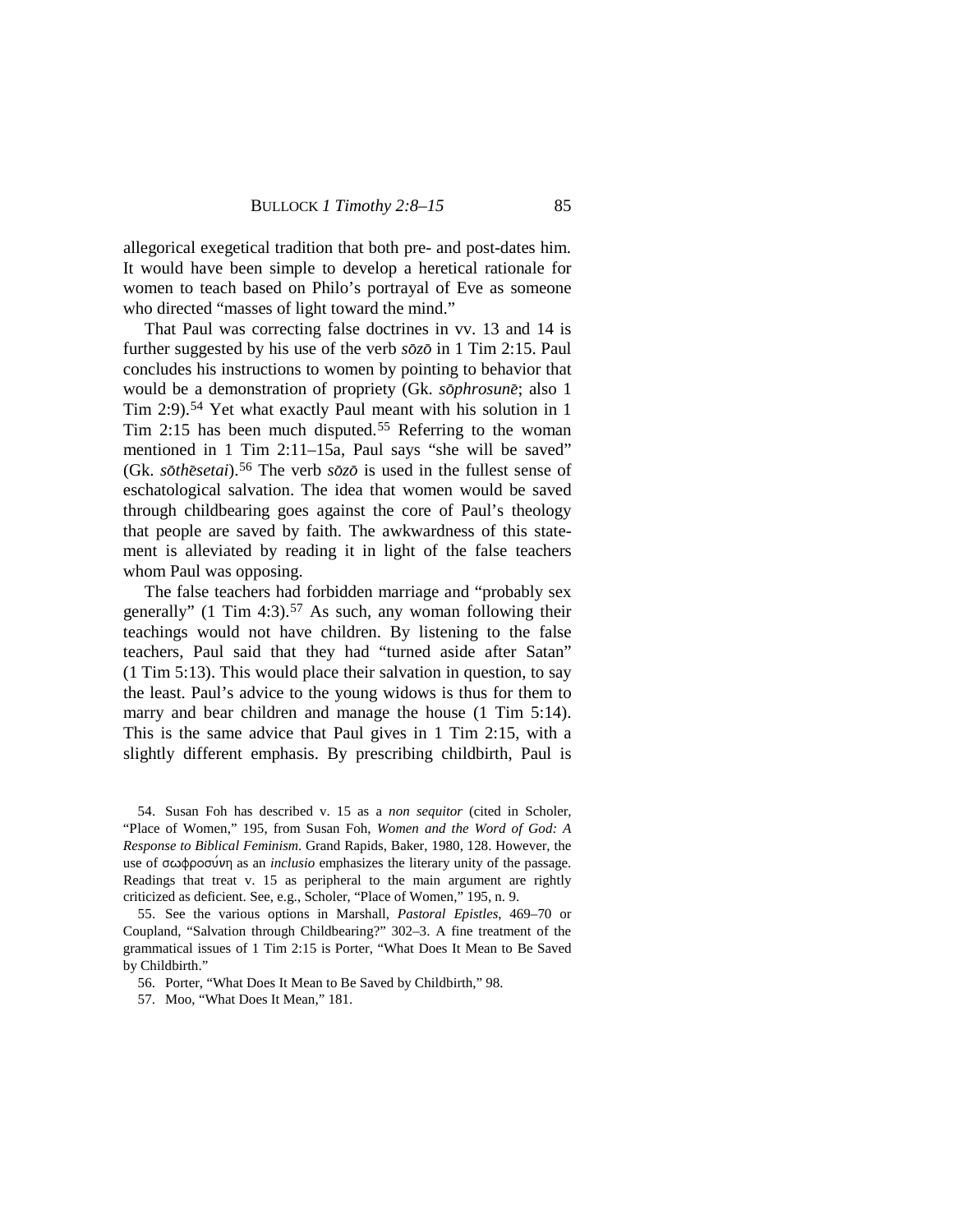allegorical exegetical tradition that both pre- and post-dates him. It would have been simple to develop a heretical rationale for women to teach based on Philo's portrayal of Eve as someone who directed "masses of light toward the mind."

That Paul was correcting false doctrines in vv. 13 and 14 is further suggested by his use of the verb *sōzō* in 1 Tim 2:15. Paul concludes his instructions to women by pointing to behavior that would be a demonstration of propriety (Gk. *sōphrosunē*; also 1 Tim 2:9).[54] Yet what exactly Paul meant with his solution in 1 Tim 2:15 has been much disputed.[55] Referring to the woman mentioned in 1 Tim 2:11–15a, Paul says "she will be saved" (Gk. *sōthēsetai*).[56] The verb *sōzō* is used in the fullest sense of eschatological salvation. The idea that women would be saved through childbearing goes against the core of Paul's theology that people are saved by faith. The awkwardness of this statement is alleviated by reading it in light of the false teachers whom Paul was opposing.

The false teachers had forbidden marriage and "probably sex generally" (1 Tim 4:3).[57] As such, any woman following their teachings would not have children. By listening to the false teachers, Paul said that they had "turned aside after Satan" (1 Tim 5:13). This would place their salvation in question, to say the least. Paul's advice to the young widows is thus for them to marry and bear children and manage the house (1 Tim 5:14). This is the same advice that Paul gives in 1 Tim 2:15, with a slightly different emphasis. By prescribing childbirth, Paul is

54. Susan Foh has described v. 15 as a *non sequitor* (cited in Scholer, "Place of Women," 195, from Susan Foh, *Women and the Word of God: A Response to Biblical Feminism*. Grand Rapids, Baker, 1980, 128. However, the use of σωφροσύνη as an *inclusio* emphasizes the literary unity of the passage. Readings that treat v. 15 as peripheral to the main argument are rightly criticized as deficient. See, e.g., Scholer, "Place of Women," 195, n. 9.

55. See the various options in Marshall, *Pastoral Epistles*, 469–70 or Coupland, "Salvation through Childbearing?" 302–3. A fine treatment of the grammatical issues of 1 Tim 2:15 is Porter, "What Does It Mean to Be Saved by Childbirth."

56. Porter, "What Does It Mean to Be Saved by Childbirth," 98.

57. Moo, "What Does It Mean," 181.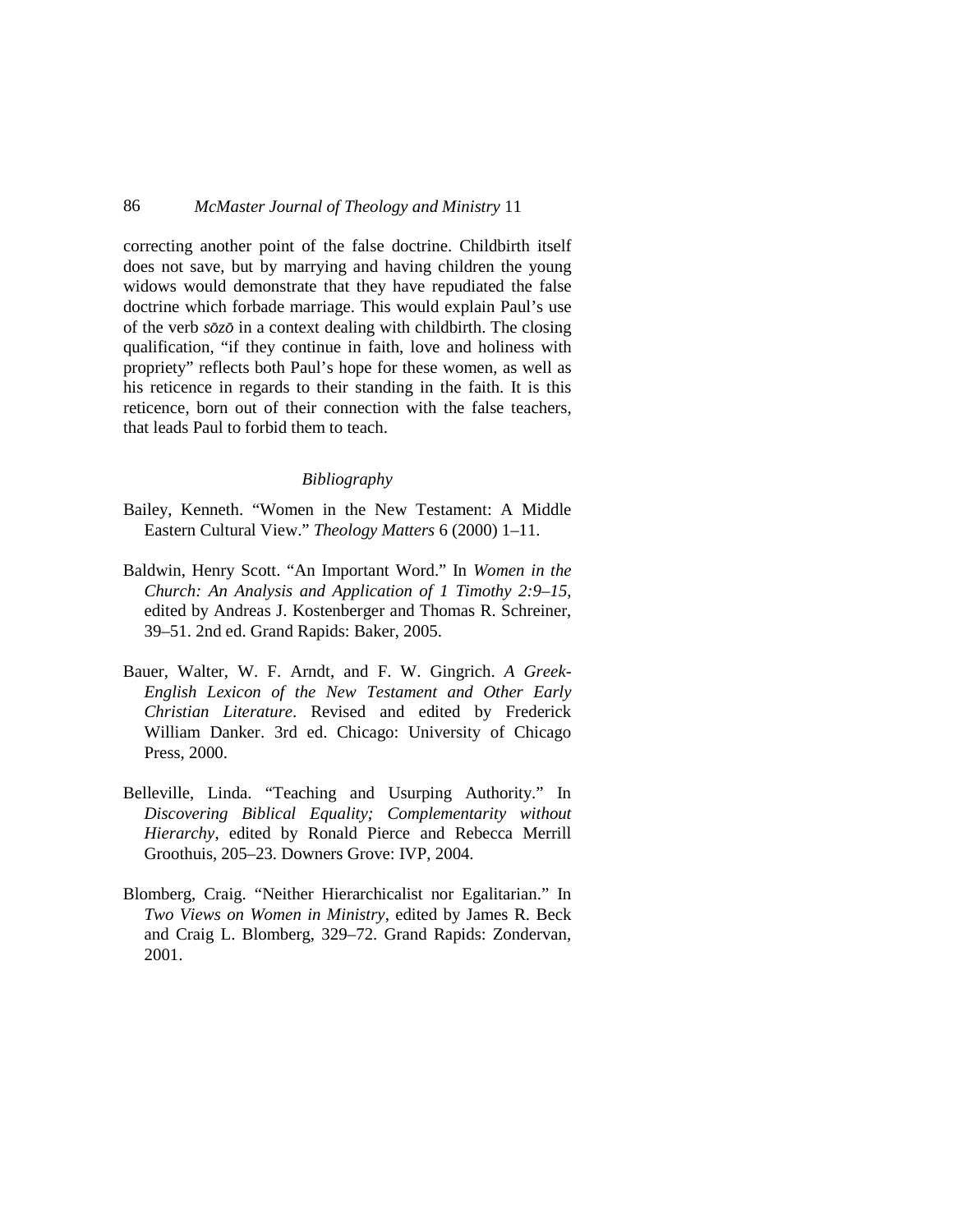correcting another point of the false doctrine. Childbirth itself does not save, but by marrying and having children the young widows would demonstrate that they have repudiated the false doctrine which forbade marriage. This would explain Paul's use of the verb *sōzō* in a context dealing with childbirth. The closing qualification, "if they continue in faith, love and holiness with propriety" reflects both Paul's hope for these women, as well as his reticence in regards to their standing in the faith. It is this reticence, born out of their connection with the false teachers, that leads Paul to forbid them to teach.

## *Bibliography*

Bailey, Kenneth. "Women in the New Testament: A Middle Eastern Cultural View." *Theology Matters* 6 (2000) 1–11.

Baldwin, Henry Scott. "An Important Word." In *Women in the Church: An Analysis and Application of 1 Timothy 2:9–15*, edited by Andreas J. Kostenberger and Thomas R. Schreiner, 39–51. 2nd ed. Grand Rapids: Baker, 2005.

Bauer, Walter, W. F. Arndt, and F. W. Gingrich. *A Greek-English Lexicon of the New Testament and Other Early Christian Literature*. Revised and edited by Frederick William Danker. 3rd ed. Chicago: University of Chicago Press, 2000.

Belleville, Linda. "Teaching and Usurping Authority." In *Discovering Biblical Equality; Complementarity without Hierarchy*, edited by Ronald Pierce and Rebecca Merrill Groothuis, 205–23. Downers Grove: IVP, 2004.

Blomberg, Craig. "Neither Hierarchicalist nor Egalitarian." In *Two Views on Women in Ministry*, edited by James R. Beck and Craig L. Blomberg, 329–72. Grand Rapids: Zondervan, 2001.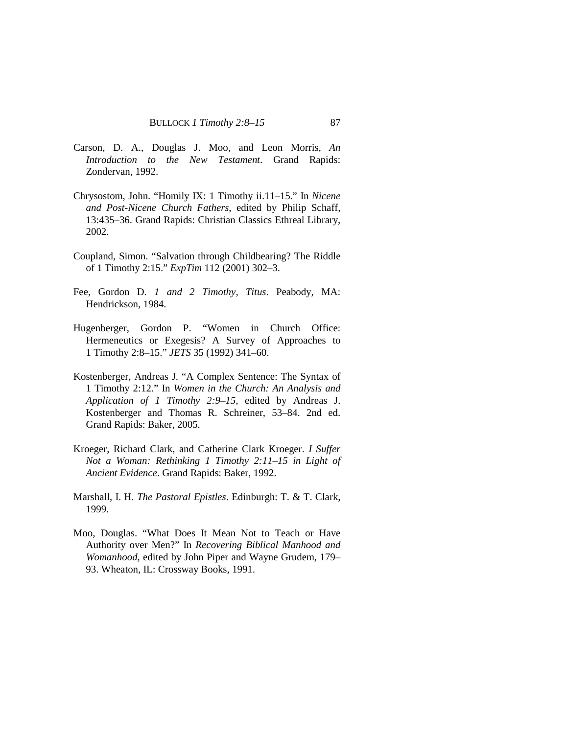Carson, D. A., Douglas J. Moo, and Leon Morris, *An Introduction to the New Testament*. Grand Rapids: Zondervan, 1992.

Chrysostom, John. "Homily IX: 1 Timothy ii.11–15." In *Nicene and Post-Nicene Church Fathers*, edited by Philip Schaff, 13:435–36. Grand Rapids: Christian Classics Ethreal Library, 2002.

Coupland, Simon. "Salvation through Childbearing? The Riddle of 1 Timothy 2:15." *ExpTim* 112 (2001) 302–3.

Fee, Gordon D. *1 and 2 Timothy*, *Titus*. Peabody, MA: Hendrickson, 1984.

Hugenberger, Gordon P. "Women in Church Office: Hermeneutics or Exegesis? A Survey of Approaches to 1 Timothy 2:8–15." *JETS* 35 (1992) 341–60.

Kostenberger, Andreas J. "A Complex Sentence: The Syntax of 1 Timothy 2:12." In *Women in the Church: An Analysis and Application of 1 Timothy 2:9–15*, edited by Andreas J. Kostenberger and Thomas R. Schreiner, 53–84. 2nd ed. Grand Rapids: Baker, 2005.

Kroeger, Richard Clark, and Catherine Clark Kroeger. *I Suffer Not a Woman: Rethinking 1 Timothy 2:11–15 in Light of Ancient Evidence*. Grand Rapids: Baker, 1992.

Marshall, I. H. *The Pastoral Epistles*. Edinburgh: T. & T. Clark, 1999.

Moo, Douglas. "What Does It Mean Not to Teach or Have Authority over Men?" In *Recovering Biblical Manhood and Womanhood*, edited by John Piper and Wayne Grudem, 179–93. Wheaton, IL: Crossway Books, 1991.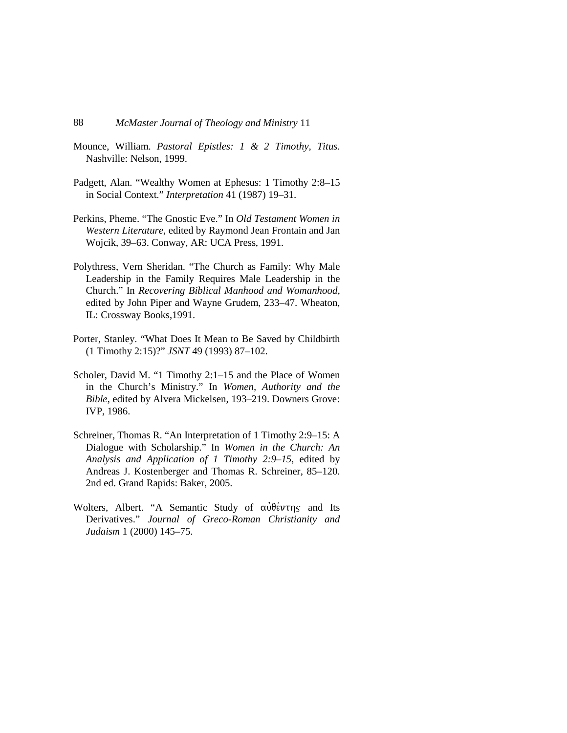Mounce, William. *Pastoral Epistles: 1 & 2 Timothy, Titus*. Nashville: Nelson, 1999.

Padgett, Alan. "Wealthy Women at Ephesus: 1 Timothy 2:8–15 in Social Context." *Interpretation* 41 (1987) 19–31.

Perkins, Pheme. "The Gnostic Eve." In *Old Testament Women in Western Literature*, edited by Raymond Jean Frontain and Jan Wojcik, 39–63. Conway, AR: UCA Press, 1991.

Polythress, Vern Sheridan. "The Church as Family: Why Male Leadership in the Family Requires Male Leadership in the Church." In *Recovering Biblical Manhood and Womanhood*, edited by John Piper and Wayne Grudem, 233–47. Wheaton, IL: Crossway Books,1991.

Porter, Stanley. "What Does It Mean to Be Saved by Childbirth (1 Timothy 2:15)?" *JSNT* 49 (1993) 87–102.

Scholer, David M. "1 Timothy 2:1–15 and the Place of Women in the Church's Ministry." In *Women, Authority and the Bible*, edited by Alvera Mickelsen, 193–219. Downers Grove: IVP, 1986.

Schreiner, Thomas R. "An Interpretation of 1 Timothy 2:9–15: A Dialogue with Scholarship." In *Women in the Church: An Analysis and Application of 1 Timothy 2:9–15*, edited by Andreas J. Kostenberger and Thomas R. Schreiner, 85–120. 2nd ed. Grand Rapids: Baker, 2005.

Wolters, Albert. "A Semantic Study of αὐθέντης and Its Derivatives." *Journal of Greco-Roman Christianity and Judaism* 1 (2000) 145–75.